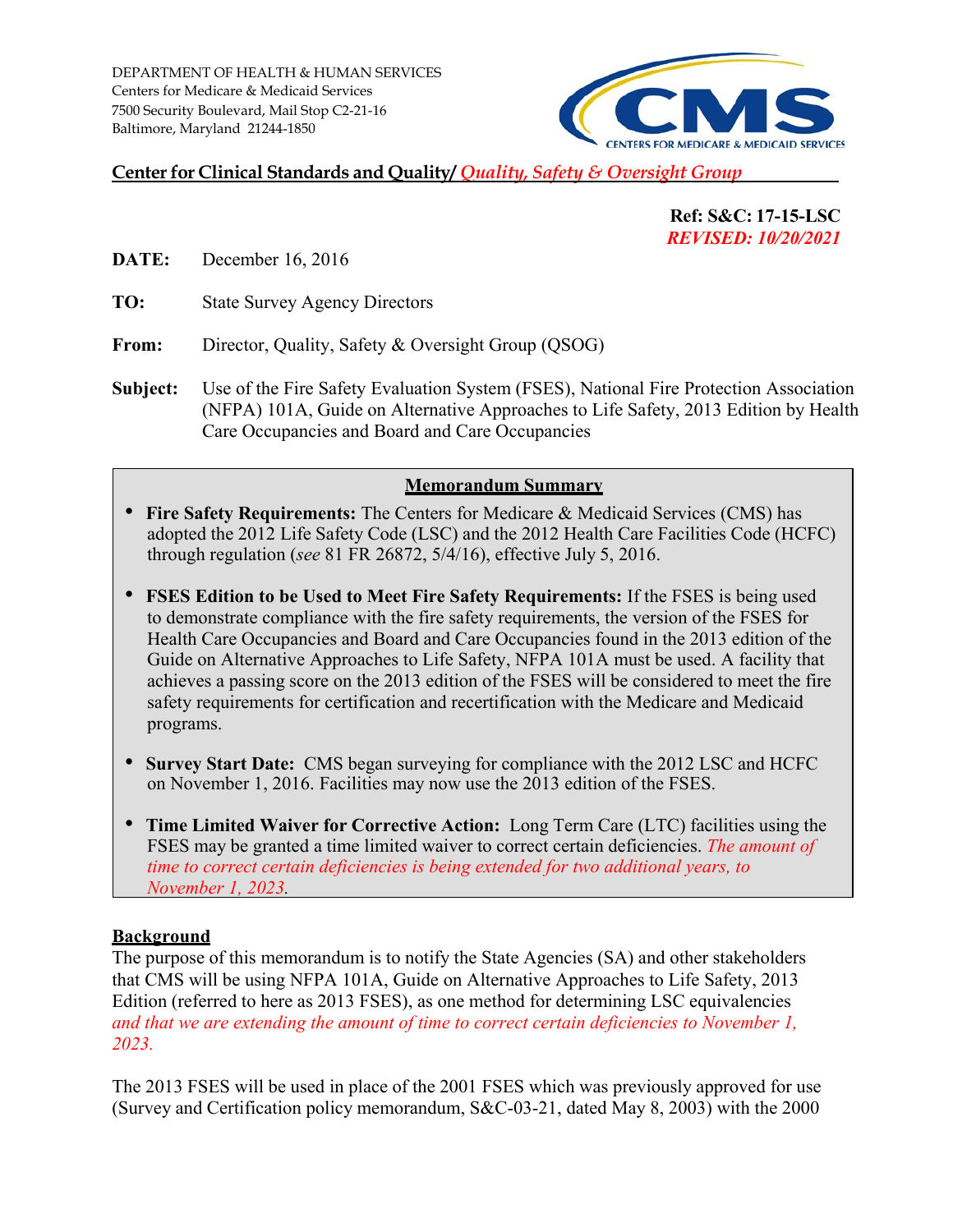DEPARTMENT OF HEALTH & HUMAN SERVICES
Centers for Medicare & Medicaid Services
7500 Security Boulevard, Mail Stop C2-21-16
Baltimore, Maryland 21244-1850

CMS
CENTERS FOR MEDICARE & MEDICAID SERVICES

**Center for Clinical Standards and Quality/ *Quality, Safety & Oversight Group***

**Ref: S&C: 17-15-LSC**
***REVISED: 10/20/2021***

**DATE:** December 16, 2016

**TO:** State Survey Agency Directors

**From:** Director, Quality, Safety & Oversight Group (QSOG)

**Subject:** Use of the Fire Safety Evaluation System (FSES), National Fire Protection Association (NFPA) 101A, Guide on Alternative Approaches to Life Safety, 2013 Edition by Health Care Occupancies and Board and Care Occupancies

## Memorandum Summary

- **Fire Safety Requirements:** The Centers for Medicare & Medicaid Services (CMS) has adopted the 2012 Life Safety Code (LSC) and the 2012 Health Care Facilities Code (HCFC) through regulation (*see* 81 FR 26872, 5/4/16), effective July 5, 2016.
- **FSES Edition to be Used to Meet Fire Safety Requirements:** If the FSES is being used to demonstrate compliance with the fire safety requirements, the version of the FSES for Health Care Occupancies and Board and Care Occupancies found in the 2013 edition of the Guide on Alternative Approaches to Life Safety, NFPA 101A must be used. A facility that achieves a passing score on the 2013 edition of the FSES will be considered to meet the fire safety requirements for certification and recertification with the Medicare and Medicaid programs.
- **Survey Start Date:** CMS began surveying for compliance with the 2012 LSC and HCFC on November 1, 2016. Facilities may now use the 2013 edition of the FSES.
- **Time Limited Waiver for Corrective Action:** Long Term Care (LTC) facilities using the FSES may be granted a time limited waiver to correct certain deficiencies. *The amount of time to correct certain deficiencies is being extended for two additional years, to November 1, 2023.*

## Background

The purpose of this memorandum is to notify the State Agencies (SA) and other stakeholders that CMS will be using NFPA 101A, Guide on Alternative Approaches to Life Safety, 2013 Edition (referred to here as 2013 FSES), as one method for determining LSC equivalencies *and that we are extending the amount of time to correct certain deficiencies to November 1, 2023.*

The 2013 FSES will be used in place of the 2001 FSES which was previously approved for use (Survey and Certification policy memorandum, S&C-03-21, dated May 8, 2003) with the 2000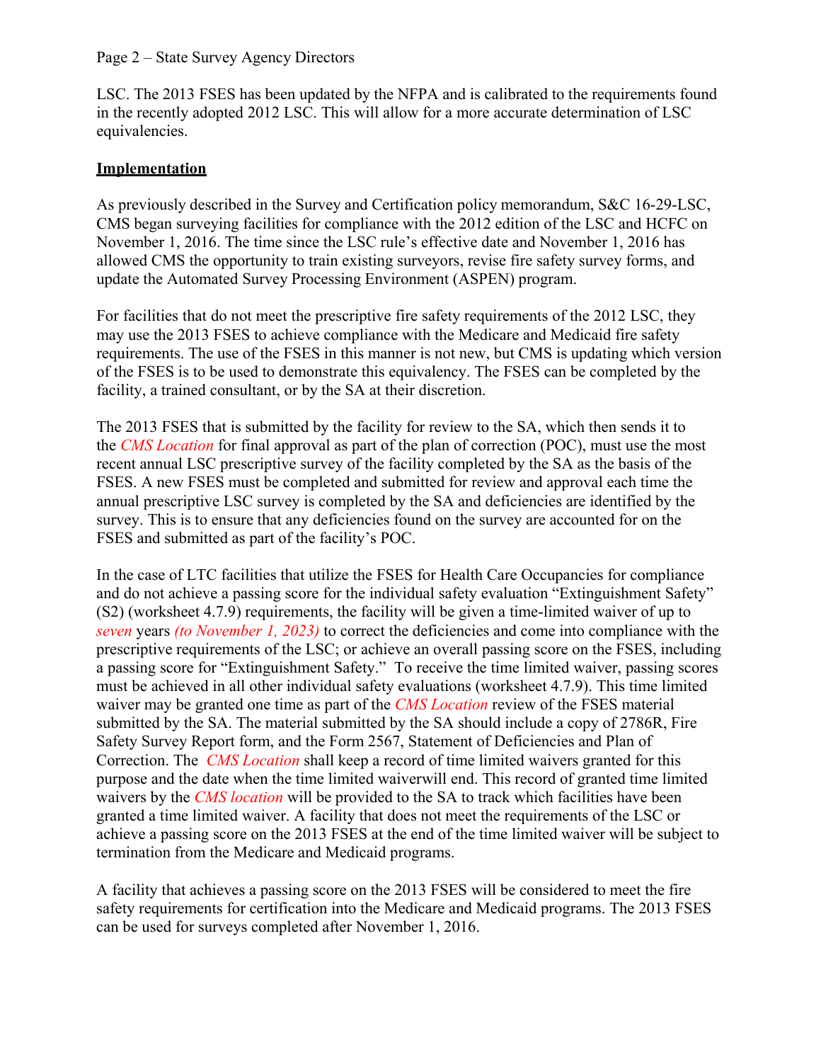LSC. The 2013 FSES has been updated by the NFPA and is calibrated to the requirements found in the recently adopted 2012 LSC. This will allow for a more accurate determination of LSC equivalencies.

**Implementation**

As previously described in the Survey and Certification policy memorandum, S&C 16-29-LSC, CMS began surveying facilities for compliance with the 2012 edition of the LSC and HCFC on November 1, 2016. The time since the LSC rule's effective date and November 1, 2016 has allowed CMS the opportunity to train existing surveyors, revise fire safety survey forms, and update the Automated Survey Processing Environment (ASPEN) program.

For facilities that do not meet the prescriptive fire safety requirements of the 2012 LSC, they may use the 2013 FSES to achieve compliance with the Medicare and Medicaid fire safety requirements. The use of the FSES in this manner is not new, but CMS is updating which version of the FSES is to be used to demonstrate this equivalency. The FSES can be completed by the facility, a trained consultant, or by the SA at their discretion.

The 2013 FSES that is submitted by the facility for review to the SA, which then sends it to the *CMS Location* for final approval as part of the plan of correction (POC), must use the most recent annual LSC prescriptive survey of the facility completed by the SA as the basis of the FSES. A new FSES must be completed and submitted for review and approval each time the annual prescriptive LSC survey is completed by the SA and deficiencies are identified by the survey. This is to ensure that any deficiencies found on the survey are accounted for on the FSES and submitted as part of the facility's POC.

In the case of LTC facilities that utilize the FSES for Health Care Occupancies for compliance and do not achieve a passing score for the individual safety evaluation "Extinguishment Safety" (S2) (worksheet 4.7.9) requirements, the facility will be given a time-limited waiver of up to *seven* years *(to November 1, 2023)* to correct the deficiencies and come into compliance with the prescriptive requirements of the LSC; or achieve an overall passing score on the FSES, including a passing score for "Extinguishment Safety." To receive the time limited waiver, passing scores must be achieved in all other individual safety evaluations (worksheet 4.7.9). This time limited waiver may be granted one time as part of the *CMS Location* review of the FSES material submitted by the SA. The material submitted by the SA should include a copy of 2786R, Fire Safety Survey Report form, and the Form 2567, Statement of Deficiencies and Plan of Correction. The *CMS Location* shall keep a record of time limited waivers granted for this purpose and the date when the time limited waiverwill end. This record of granted time limited waivers by the *CMS location* will be provided to the SA to track which facilities have been granted a time limited waiver. A facility that does not meet the requirements of the LSC or achieve a passing score on the 2013 FSES at the end of the time limited waiver will be subject to termination from the Medicare and Medicaid programs.

A facility that achieves a passing score on the 2013 FSES will be considered to meet the fire safety requirements for certification into the Medicare and Medicaid programs. The 2013 FSES can be used for surveys completed after November 1, 2016.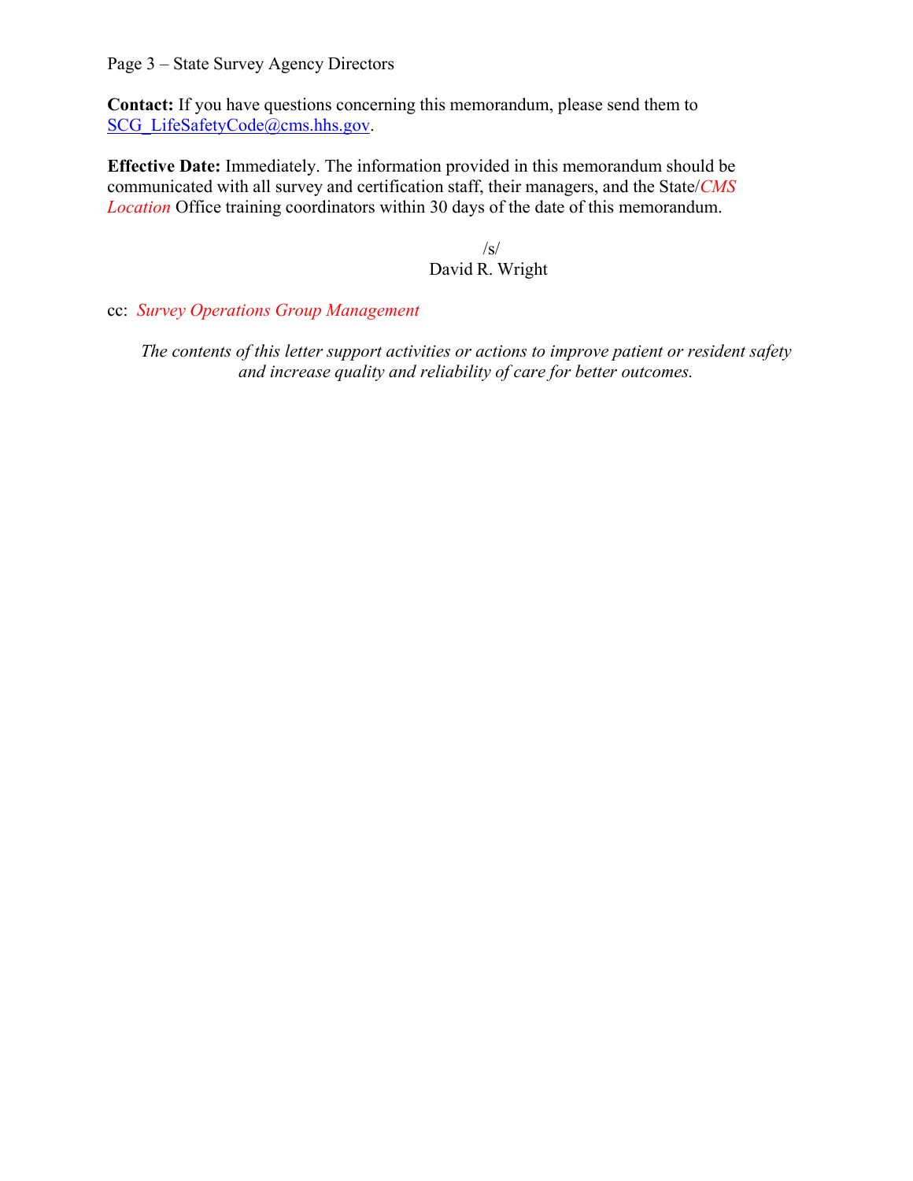**Contact:** If you have questions concerning this memorandum, please send them to SCG_LifeSafetyCode@cms.hhs.gov.

**Effective Date:** Immediately. The information provided in this memorandum should be communicated with all survey and certification staff, their managers, and the State/*CMS Location* Office training coordinators within 30 days of the date of this memorandum.

/s/
David R. Wright

cc: *Survey Operations Group Management*

*The contents of this letter support activities or actions to improve patient or resident safety and increase quality and reliability of care for better outcomes.*